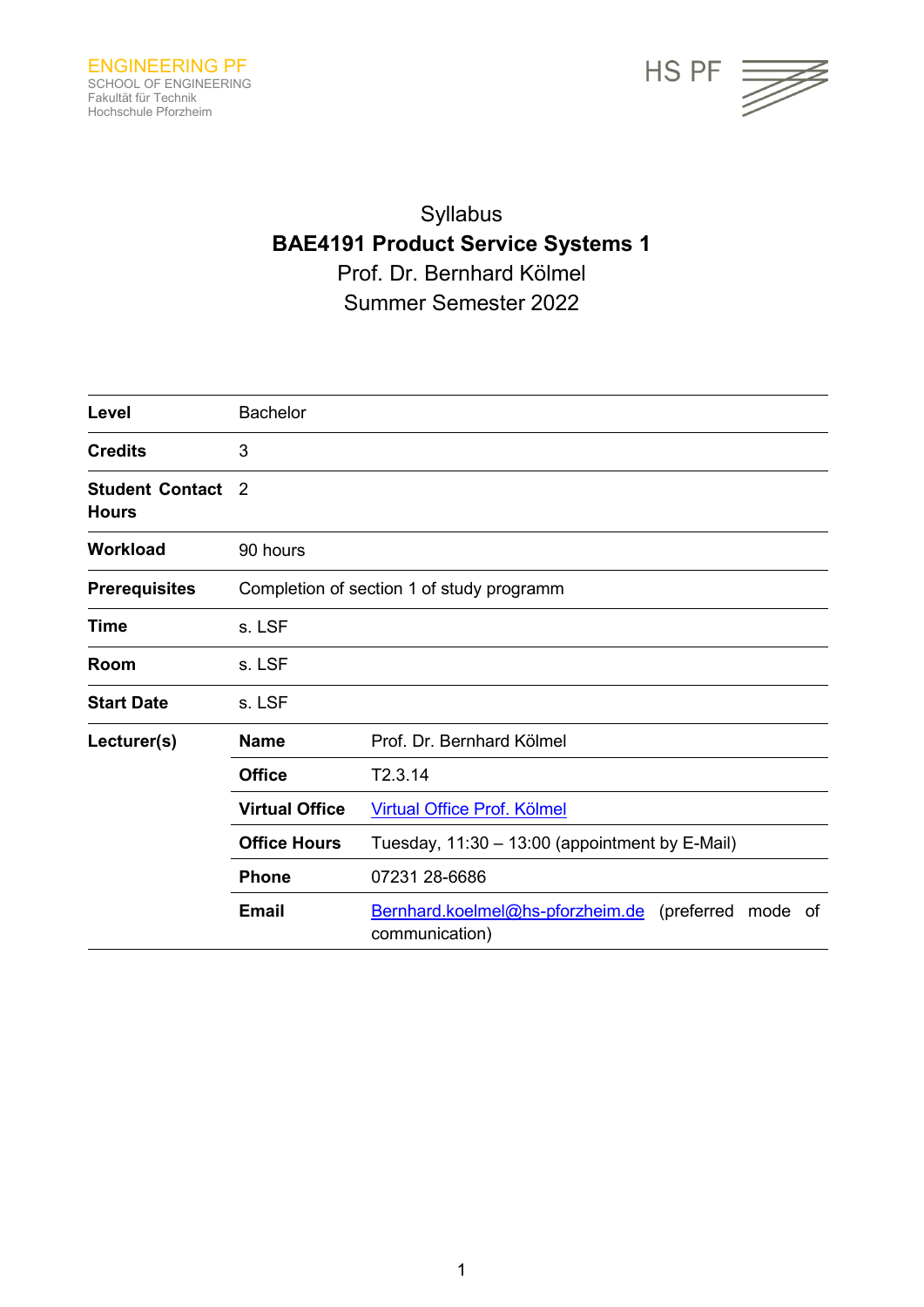ENGINEERING PF
SCHOOL OF ENGINEERING
Fakultät für Technik
Hochschule Pforzheim

HS PF

# Syllabus

## BAE4191 Product Service Systems 1

Prof. Dr. Bernhard Kölmel

Summer Semester 2022

| | | |
|---|---|---|
| **Level** | Bachelor | |
| **Credits** | 3 | |
| **Student Contact Hours** | 2 | |
| **Workload** | 90 hours | |
| **Prerequisites** | Completion of section 1 of study programm | |
| **Time** | s. LSF | |
| **Room** | s. LSF | |
| **Start Date** | s. LSF | |
| **Lecturer(s)** | **Name** | Prof. Dr. Bernhard Kölmel |
| | **Office** | T2.3.14 |
| | **Virtual Office** | [Virtual Office Prof. Kölmel] |
| | **Office Hours** | Tuesday, 11:30 – 13:00 (appointment by E-Mail) |
| | **Phone** | 07231 28-6686 |
| | **Email** | Bernhard.koelmel@hs-pforzheim.de (preferred mode of communication) |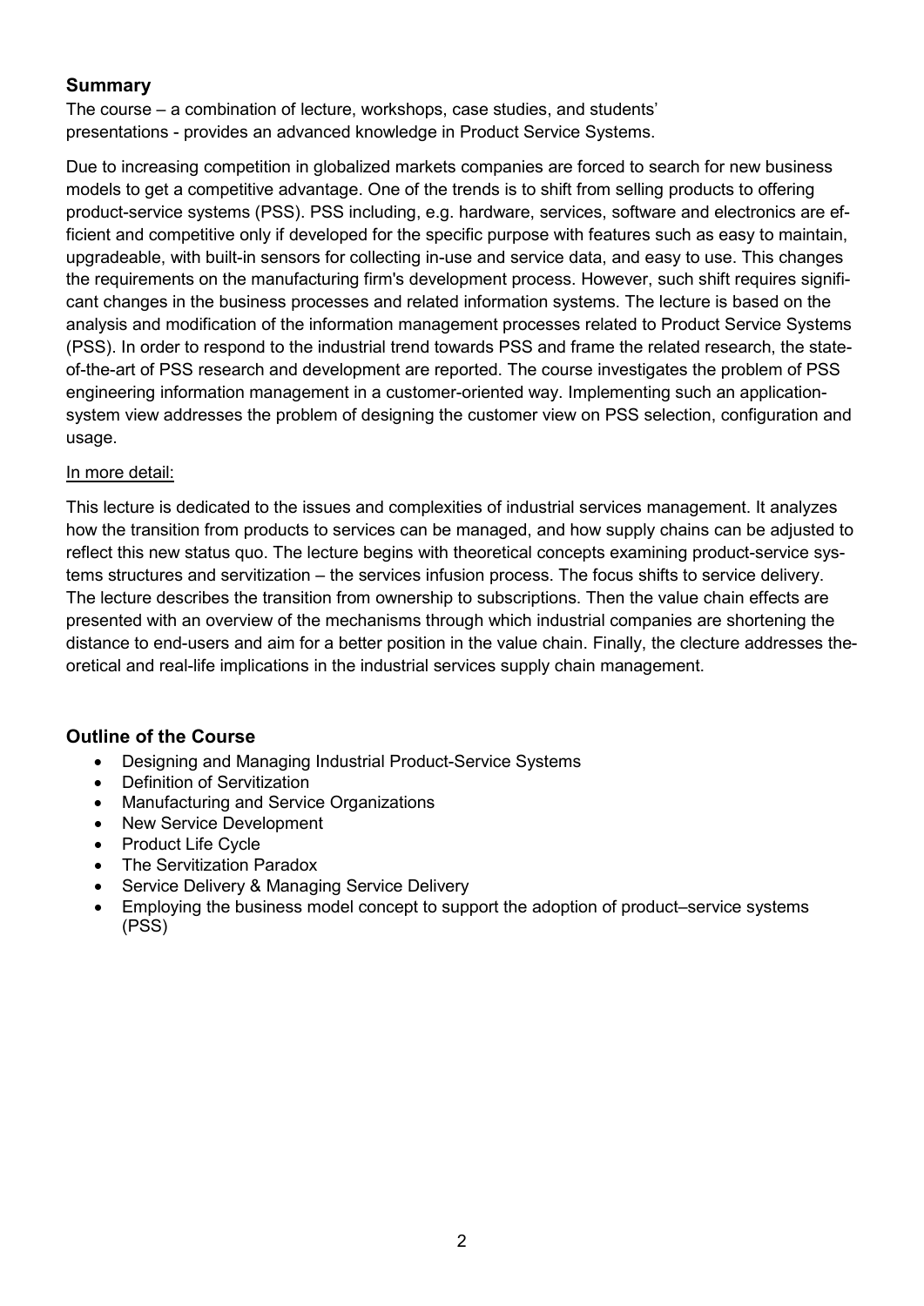## Summary

The course – a combination of lecture, workshops, case studies, and students' presentations - provides an advanced knowledge in Product Service Systems.

Due to increasing competition in globalized markets companies are forced to search for new business models to get a competitive advantage. One of the trends is to shift from selling products to offering product-service systems (PSS). PSS including, e.g. hardware, services, software and electronics are efficient and competitive only if developed for the specific purpose with features such as easy to maintain, upgradeable, with built-in sensors for collecting in-use and service data, and easy to use. This changes the requirements on the manufacturing firm's development process. However, such shift requires significant changes in the business processes and related information systems. The lecture is based on the analysis and modification of the information management processes related to Product Service Systems (PSS). In order to respond to the industrial trend towards PSS and frame the related research, the state-of-the-art of PSS research and development are reported. The course investigates the problem of PSS engineering information management in a customer-oriented way. Implementing such an application-system view addresses the problem of designing the customer view on PSS selection, configuration and usage.

In more detail:

This lecture is dedicated to the issues and complexities of industrial services management. It analyzes how the transition from products to services can be managed, and how supply chains can be adjusted to reflect this new status quo. The lecture begins with theoretical concepts examining product-service systems structures and servitization – the services infusion process. The focus shifts to service delivery. The lecture describes the transition from ownership to subscriptions. Then the value chain effects are presented with an overview of the mechanisms through which industrial companies are shortening the distance to end-users and aim for a better position in the value chain. Finally, the clecture addresses theoretical and real-life implications in the industrial services supply chain management.

## Outline of the Course

- Designing and Managing Industrial Product-Service Systems
- Definition of Servitization
- Manufacturing and Service Organizations
- New Service Development
- Product Life Cycle
- The Servitization Paradox
- Service Delivery & Managing Service Delivery
- Employing the business model concept to support the adoption of product–service systems (PSS)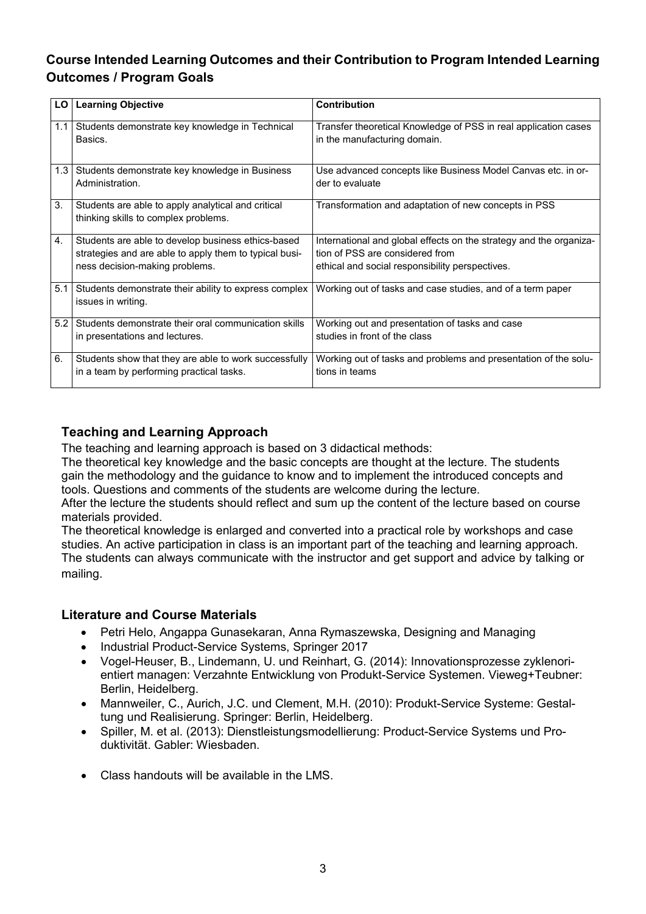## Course Intended Learning Outcomes and their Contribution to Program Intended Learning Outcomes / Program Goals

| LO | Learning Objective | Contribution |
|---|---|---|
| 1.1 | Students demonstrate key knowledge in Technical Basics. | Transfer theoretical Knowledge of PSS in real application cases in the manufacturing domain. |
| 1.3 | Students demonstrate key knowledge in Business Administration. | Use advanced concepts like Business Model Canvas etc. in order to evaluate |
| 3. | Students are able to apply analytical and critical thinking skills to complex problems. | Transformation and adaptation of new concepts in PSS |
| 4. | Students are able to develop business ethics-based strategies and are able to apply them to typical business decision-making problems. | International and global effects on the strategy and the organization of PSS are considered from ethical and social responsibility perspectives. |
| 5.1 | Students demonstrate their ability to express complex issues in writing. | Working out of tasks and case studies, and of a term paper |
| 5.2 | Students demonstrate their oral communication skills in presentations and lectures. | Working out and presentation of tasks and case studies in front of the class |
| 6. | Students show that they are able to work successfully in a team by performing practical tasks. | Working out of tasks and problems and presentation of the solutions in teams |

### Teaching and Learning Approach

The teaching and learning approach is based on 3 didactical methods:
The theoretical key knowledge and the basic concepts are thought at the lecture. The students gain the methodology and the guidance to know and to implement the introduced concepts and tools. Questions and comments of the students are welcome during the lecture.
After the lecture the students should reflect and sum up the content of the lecture based on course materials provided.
The theoretical knowledge is enlarged and converted into a practical role by workshops and case studies. An active participation in class is an important part of the teaching and learning approach. The students can always communicate with the instructor and get support and advice by talking or mailing.

### Literature and Course Materials

- Petri Helo, Angappa Gunasekaran, Anna Rymaszewska, Designing and Managing
- Industrial Product-Service Systems, Springer 2017
- Vogel-Heuser, B., Lindemann, U. und Reinhart, G. (2014): Innovationsprozesse zyklenorientiert managen: Verzahnte Entwicklung von Produkt-Service Systemen. Vieweg+Teubner: Berlin, Heidelberg.
- Mannweiler, C., Aurich, J.C. und Clement, M.H. (2010): Produkt-Service Systeme: Gestaltung und Realisierung. Springer: Berlin, Heidelberg.
- Spiller, M. et al. (2013): Dienstleistungsmodellierung: Product-Service Systems und Produktivität. Gabler: Wiesbaden.

- Class handouts will be available in the LMS.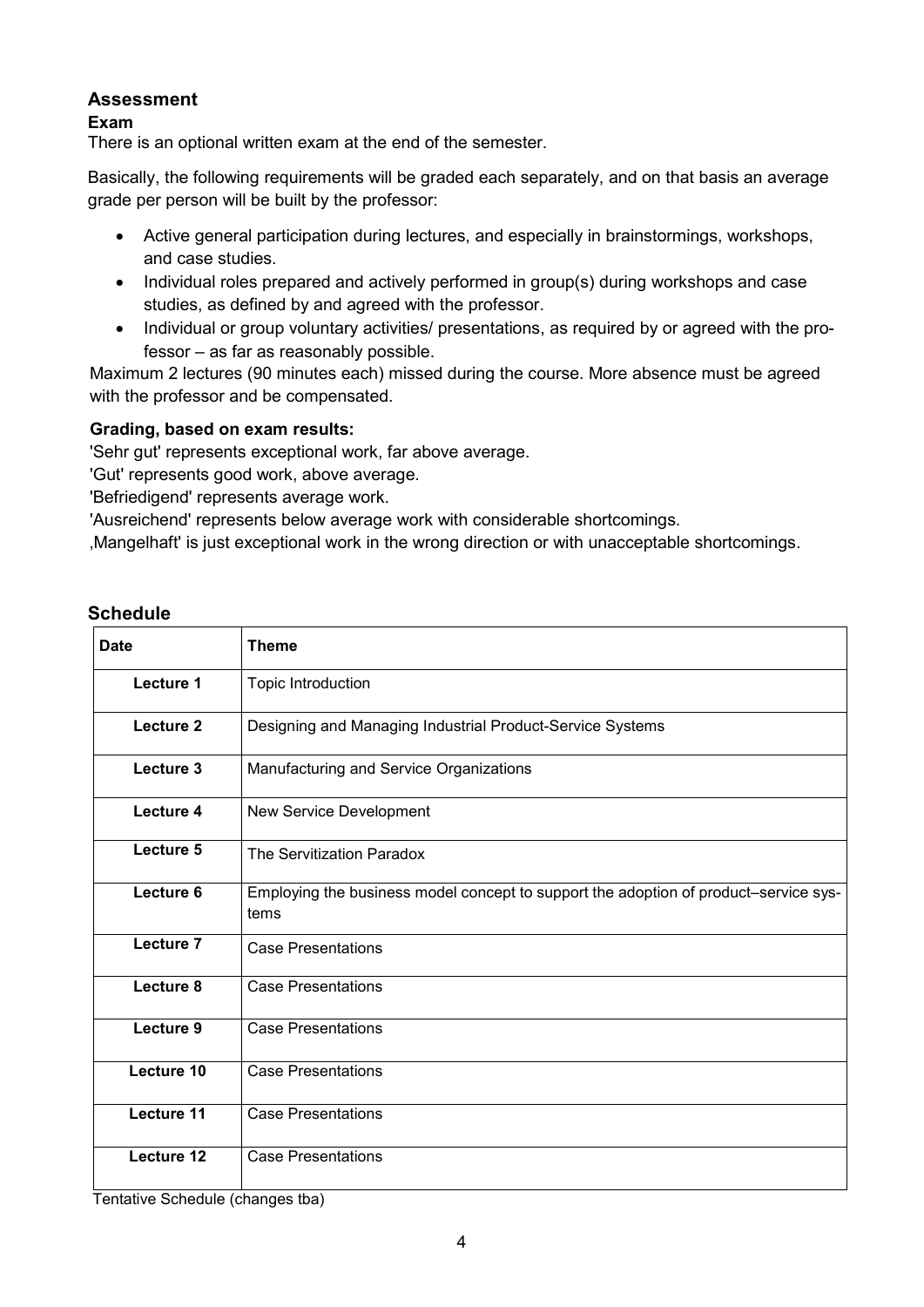## Assessment

### Exam

There is an optional written exam at the end of the semester.

Basically, the following requirements will be graded each separately, and on that basis an average grade per person will be built by the professor:

- Active general participation during lectures, and especially in brainstormings, workshops, and case studies.
- Individual roles prepared and actively performed in group(s) during workshops and case studies, as defined by and agreed with the professor.
- Individual or group voluntary activities/ presentations, as required by or agreed with the professor – as far as reasonably possible.

Maximum 2 lectures (90 minutes each) missed during the course. More absence must be agreed with the professor and be compensated.

**Grading, based on exam results:**

'Sehr gut' represents exceptional work, far above average.

'Gut' represents good work, above average.

'Befriedigend' represents average work.

'Ausreichend' represents below average work with considerable shortcomings.

‚Mangelhaft' is just exceptional work in the wrong direction or with unacceptable shortcomings.

## Schedule

| Date | Theme |
|---|---|
| **Lecture 1** | Topic Introduction |
| **Lecture 2** | Designing and Managing Industrial Product-Service Systems |
| **Lecture 3** | Manufacturing and Service Organizations |
| **Lecture 4** | New Service Development |
| **Lecture 5** | The Servitization Paradox |
| **Lecture 6** | Employing the business model concept to support the adoption of product–service systems |
| **Lecture 7** | Case Presentations |
| **Lecture 8** | Case Presentations |
| **Lecture 9** | Case Presentations |
| **Lecture 10** | Case Presentations |
| **Lecture 11** | Case Presentations |
| **Lecture 12** | Case Presentations |

Tentative Schedule (changes tba)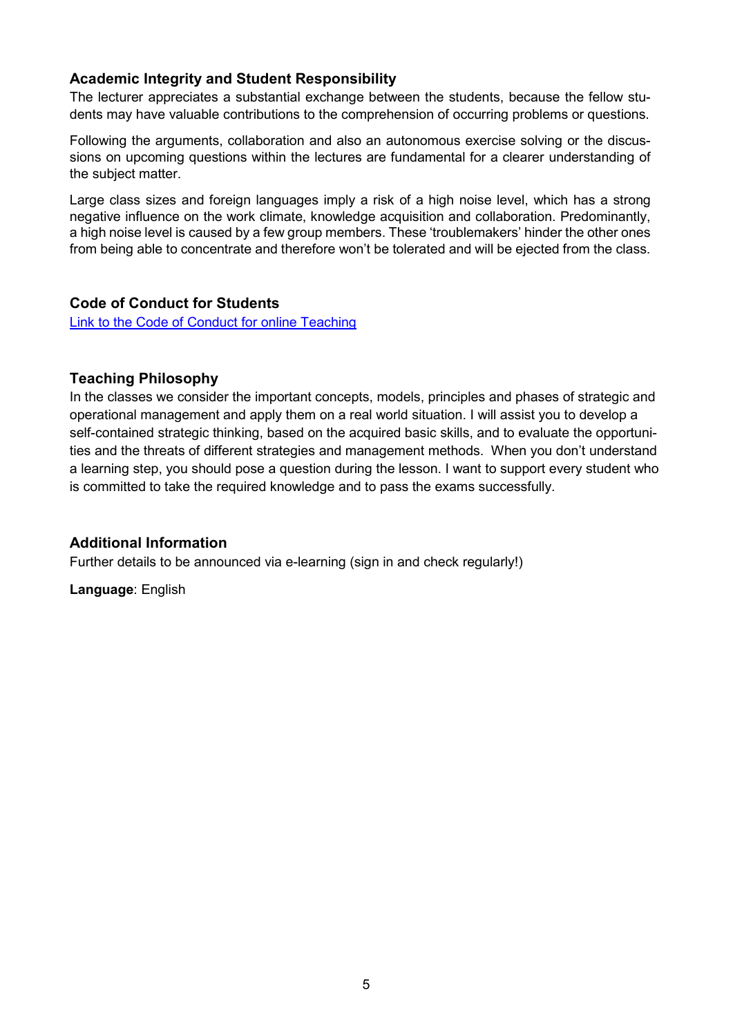### Academic Integrity and Student Responsibility

The lecturer appreciates a substantial exchange between the students, because the fellow students may have valuable contributions to the comprehension of occurring problems or questions.

Following the arguments, collaboration and also an autonomous exercise solving or the discussions on upcoming questions within the lectures are fundamental for a clearer understanding of the subject matter.

Large class sizes and foreign languages imply a risk of a high noise level, which has a strong negative influence on the work climate, knowledge acquisition and collaboration. Predominantly, a high noise level is caused by a few group members. These 'troublemakers' hinder the other ones from being able to concentrate and therefore won't be tolerated and will be ejected from the class.

### Code of Conduct for Students

Link to the Code of Conduct for online Teaching

### Teaching Philosophy

In the classes we consider the important concepts, models, principles and phases of strategic and operational management and apply them on a real world situation. I will assist you to develop a self-contained strategic thinking, based on the acquired basic skills, and to evaluate the opportunities and the threats of different strategies and management methods. When you don't understand a learning step, you should pose a question during the lesson. I want to support every student who is committed to take the required knowledge and to pass the exams successfully.

### Additional Information

Further details to be announced via e-learning (sign in and check regularly!)

**Language**: English